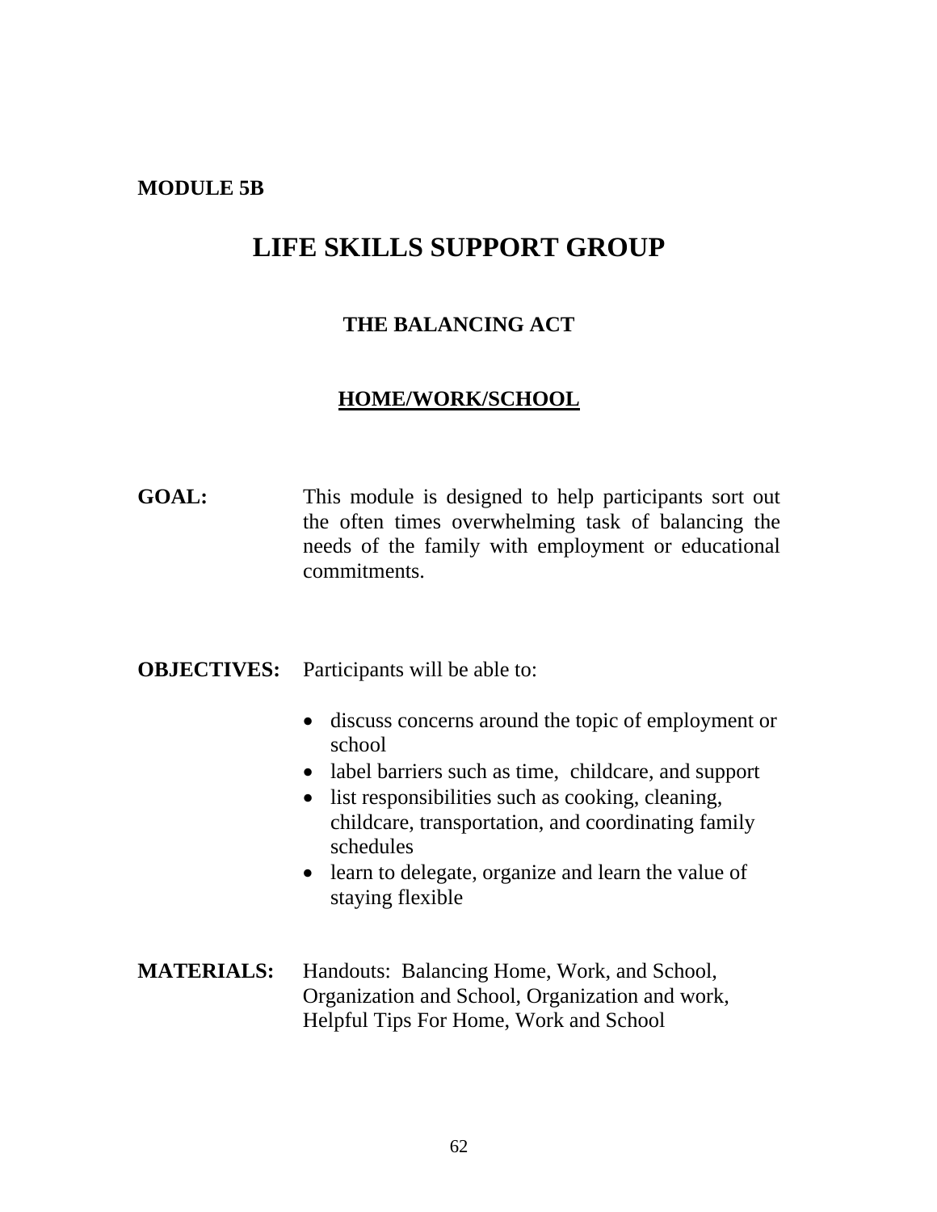**MODULE 5B**

# LIFE SKILLS SUPPORT GROUP

## THE BALANCING ACT

## HOME/WORK/SCHOOL

**GOAL:** This module is designed to help participants sort out the often times overwhelming task of balancing the needs of the family with employment or educational commitments.

**OBJECTIVES:** Participants will be able to:

- discuss concerns around the topic of employment or school
- label barriers such as time, childcare, and support
- list responsibilities such as cooking, cleaning, childcare, transportation, and coordinating family schedules
- learn to delegate, organize and learn the value of staying flexible

**MATERIALS:** Handouts: Balancing Home, Work, and School, Organization and School, Organization and work, Helpful Tips For Home, Work and School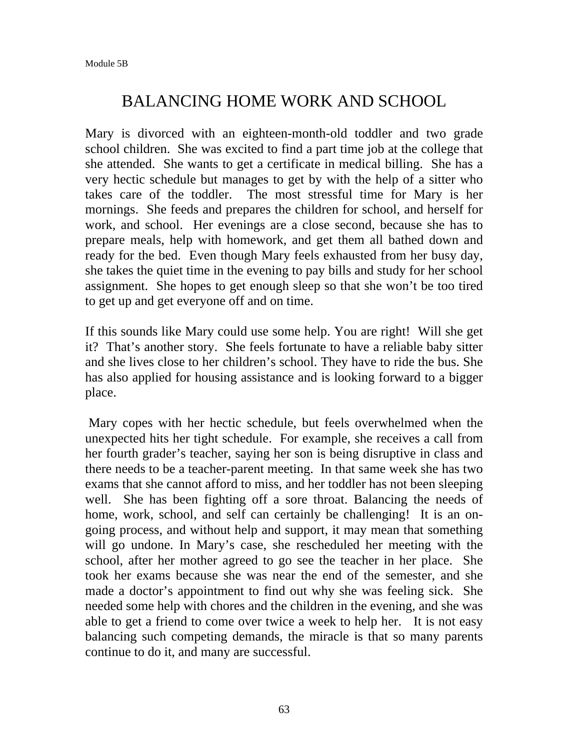# BALANCING HOME WORK AND SCHOOL

Mary is divorced with an eighteen-month-old toddler and two grade school children. She was excited to find a part time job at the college that she attended. She wants to get a certificate in medical billing. She has a very hectic schedule but manages to get by with the help of a sitter who takes care of the toddler. The most stressful time for Mary is her mornings. She feeds and prepares the children for school, and herself for work, and school. Her evenings are a close second, because she has to prepare meals, help with homework, and get them all bathed down and ready for the bed. Even though Mary feels exhausted from her busy day, she takes the quiet time in the evening to pay bills and study for her school assignment. She hopes to get enough sleep so that she won't be too tired to get up and get everyone off and on time.

If this sounds like Mary could use some help. You are right! Will she get it? That's another story. She feels fortunate to have a reliable baby sitter and she lives close to her children's school. They have to ride the bus. She has also applied for housing assistance and is looking forward to a bigger place.

Mary copes with her hectic schedule, but feels overwhelmed when the unexpected hits her tight schedule. For example, she receives a call from her fourth grader's teacher, saying her son is being disruptive in class and there needs to be a teacher-parent meeting. In that same week she has two exams that she cannot afford to miss, and her toddler has not been sleeping well. She has been fighting off a sore throat. Balancing the needs of home, work, school, and self can certainly be challenging! It is an on-going process, and without help and support, it may mean that something will go undone. In Mary's case, she rescheduled her meeting with the school, after her mother agreed to go see the teacher in her place. She took her exams because she was near the end of the semester, and she made a doctor's appointment to find out why she was feeling sick. She needed some help with chores and the children in the evening, and she was able to get a friend to come over twice a week to help her. It is not easy balancing such competing demands, the miracle is that so many parents continue to do it, and many are successful.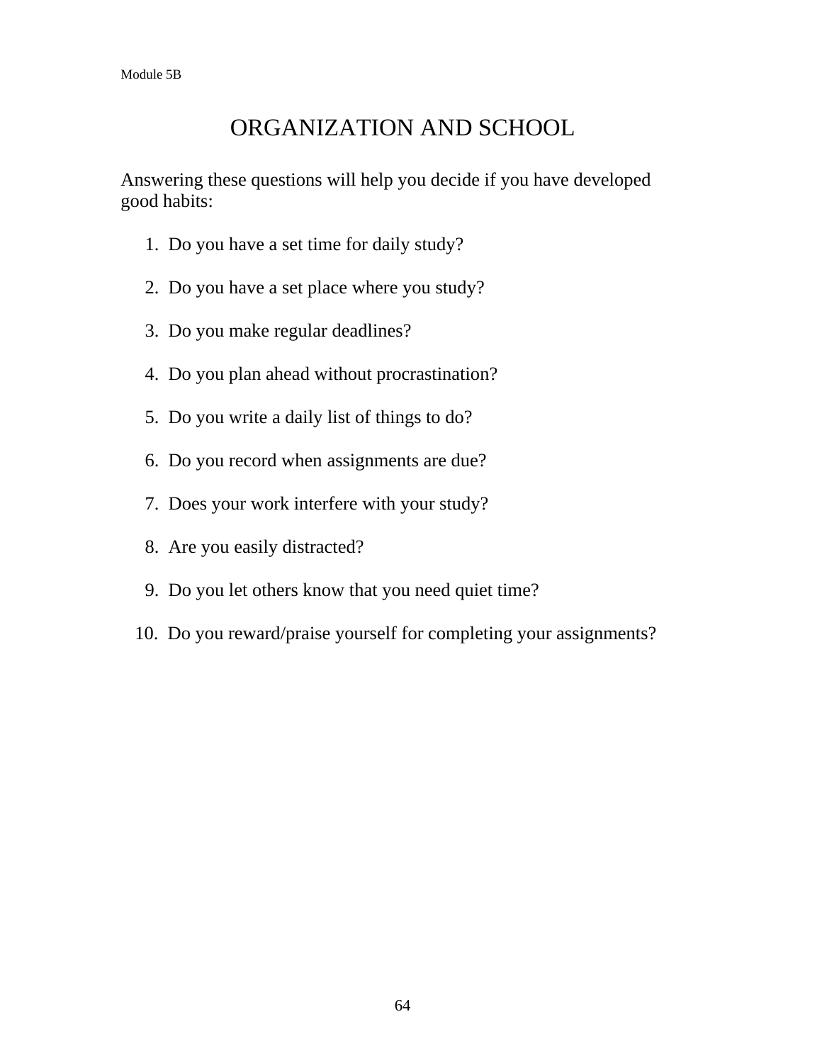Module 5B

# ORGANIZATION AND SCHOOL

Answering these questions will help you decide if you have developed good habits:

1. Do you have a set time for daily study?
2. Do you have a set place where you study?
3. Do you make regular deadlines?
4. Do you plan ahead without procrastination?
5. Do you write a daily list of things to do?
6. Do you record when assignments are due?
7. Does your work interfere with your study?
8. Are you easily distracted?
9. Do you let others know that you need quiet time?
10. Do you reward/praise yourself for completing your assignments?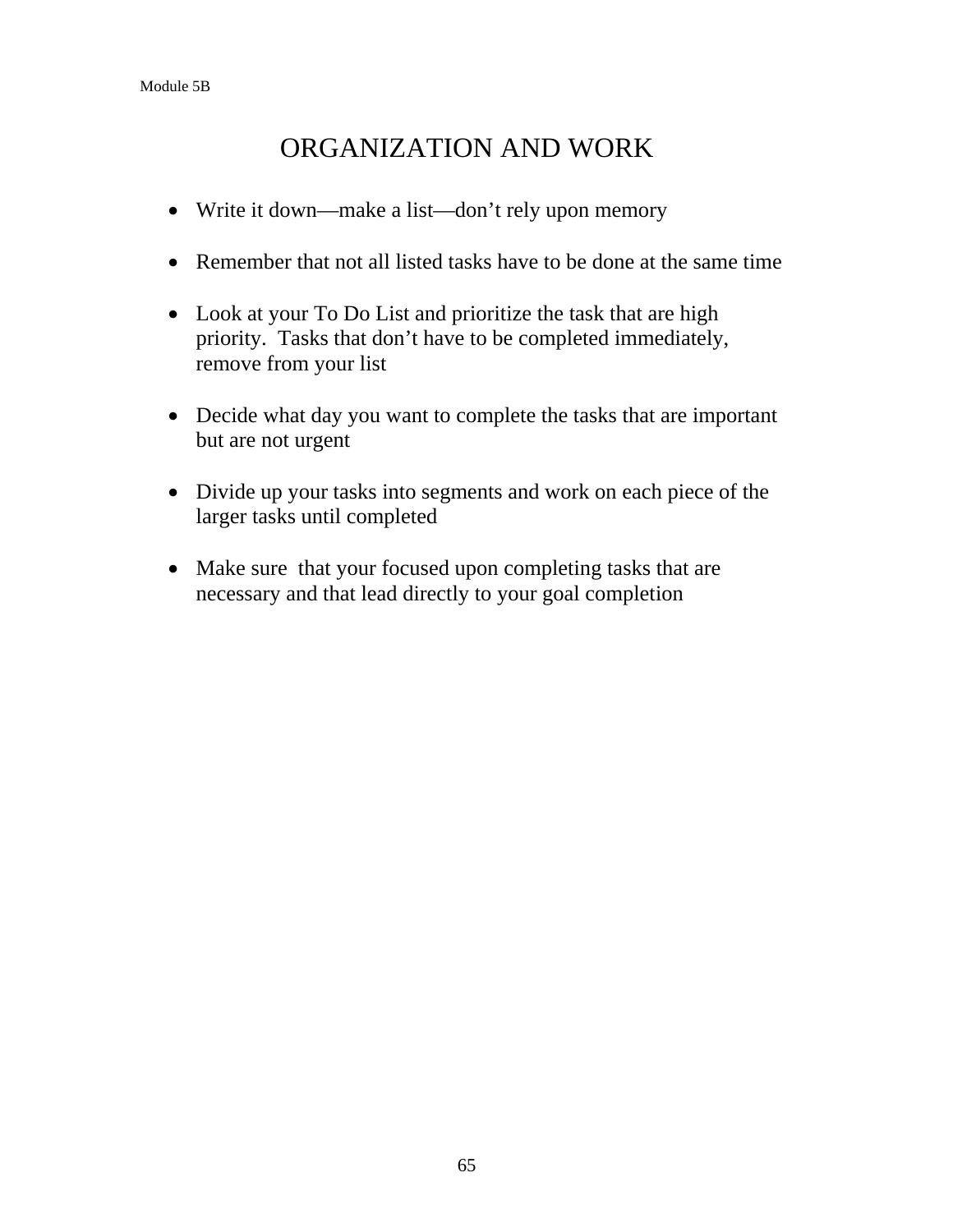# ORGANIZATION AND WORK

- Write it down—make a list—don't rely upon memory

- Remember that not all listed tasks have to be done at the same time

- Look at your To Do List and prioritize the task that are high priority. Tasks that don't have to be completed immediately, remove from your list

- Decide what day you want to complete the tasks that are important but are not urgent

- Divide up your tasks into segments and work on each piece of the larger tasks until completed

- Make sure that your focused upon completing tasks that are necessary and that lead directly to your goal completion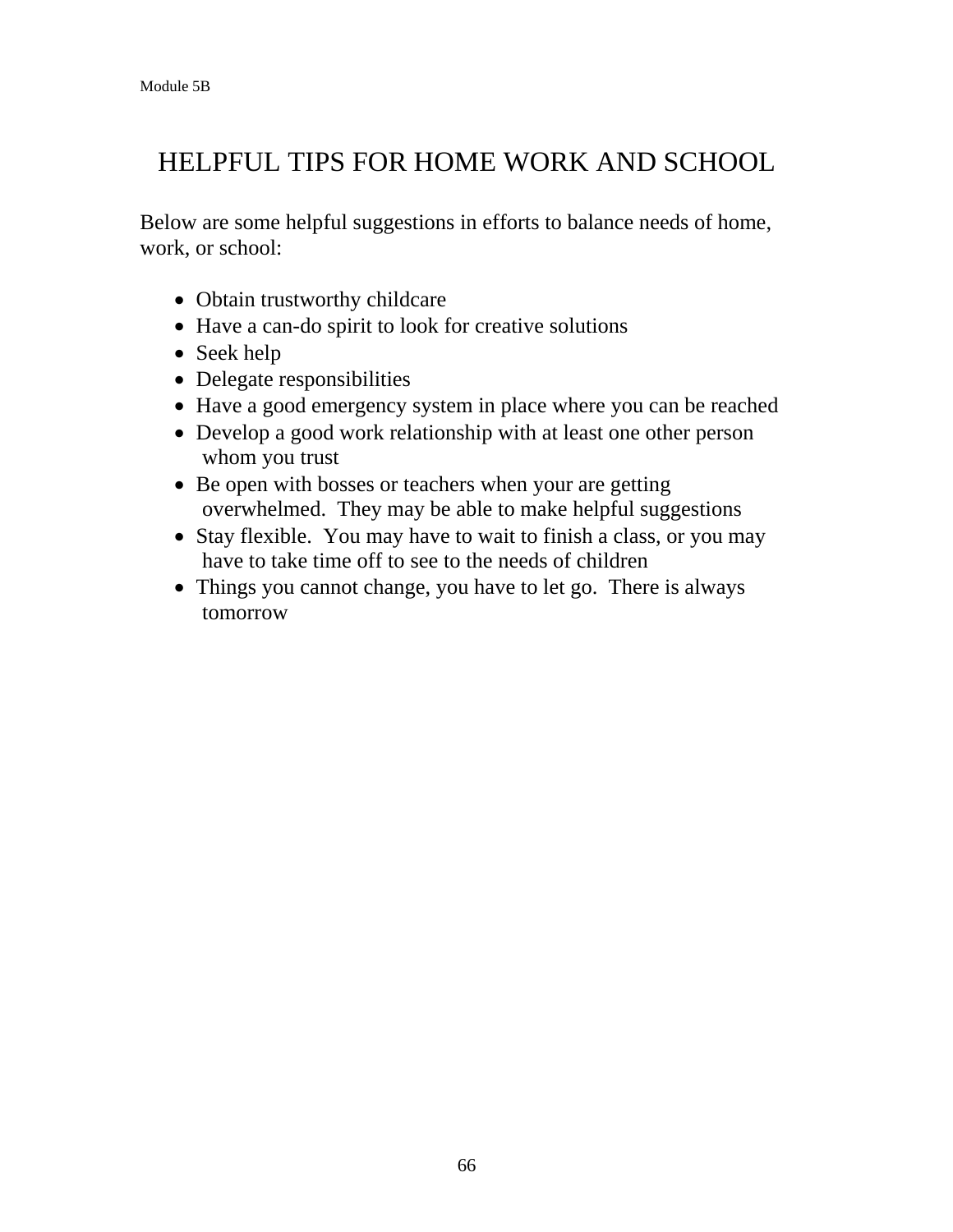# HELPFUL TIPS FOR HOME WORK AND SCHOOL

Below are some helpful suggestions in efforts to balance needs of home, work, or school:

- Obtain trustworthy childcare
- Have a can-do spirit to look for creative solutions
- Seek help
- Delegate responsibilities
- Have a good emergency system in place where you can be reached
- Develop a good work relationship with at least one other person whom you trust
- Be open with bosses or teachers when your are getting overwhelmed. They may be able to make helpful suggestions
- Stay flexible. You may have to wait to finish a class, or you may have to take time off to see to the needs of children
- Things you cannot change, you have to let go. There is always tomorrow